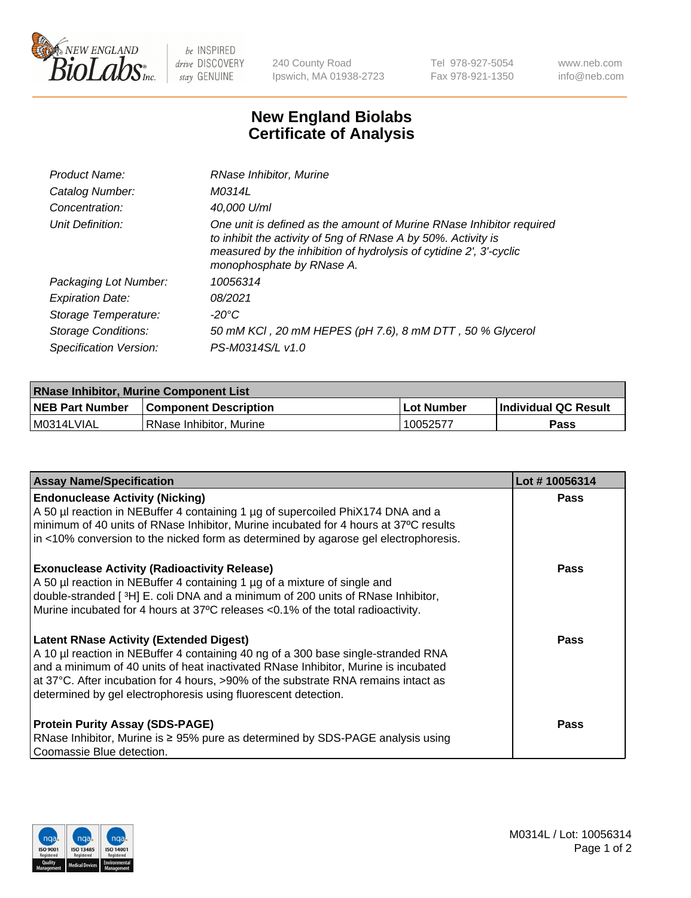# New England Biolabs Certificate of Analysis

| | |
|---|---|
| Product Name: | RNase Inhibitor, Murine |
| Catalog Number: | M0314L |
| Concentration: | 40,000 U/ml |
| Unit Definition: | One unit is defined as the amount of Murine RNase Inhibitor required to inhibit the activity of 5ng of RNase A by 50%. Activity is measured by the inhibition of hydrolysis of cytidine 2', 3'-cyclic monophosphate by RNase A. |
| Packaging Lot Number: | 10056314 |
| Expiration Date: | 08/2021 |
| Storage Temperature: | -20°C |
| Storage Conditions: | 50 mM KCl , 20 mM HEPES (pH 7.6), 8 mM DTT , 50 % Glycerol |
| Specification Version: | PS-M0314S/L v1.0 |

| RNase Inhibitor, Murine Component List | | | |
|---|---|---|---|
| NEB Part Number | Component Description | Lot Number | Individual QC Result |
| M0314LVIAL | RNase Inhibitor, Murine | 10052577 | Pass |

| Assay Name/Specification | Lot # 10056314 |
|---|---|
| **Endonuclease Activity (Nicking)**<br>A 50 µl reaction in NEBuffer 4 containing 1 µg of supercoiled PhiX174 DNA and a minimum of 40 units of RNase Inhibitor, Murine incubated for 4 hours at 37ºC results in <10% conversion to the nicked form as determined by agarose gel electrophoresis. | Pass |
| **Exonuclease Activity (Radioactivity Release)**<br>A 50 µl reaction in NEBuffer 4 containing 1 µg of a mixture of single and double-stranded [ $^3$H] E. coli DNA and a minimum of 200 units of RNase Inhibitor, Murine incubated for 4 hours at 37ºC releases <0.1% of the total radioactivity. | Pass |
| **Latent RNase Activity (Extended Digest)**<br>A 10 µl reaction in NEBuffer 4 containing 40 ng of a 300 base single-stranded RNA and a minimum of 40 units of heat inactivated RNase Inhibitor, Murine is incubated at 37°C. After incubation for 4 hours, >90% of the substrate RNA remains intact as determined by gel electrophoresis using fluorescent detection. | Pass |
| **Protein Purity Assay (SDS-PAGE)**<br>RNase Inhibitor, Murine is ≥ 95% pure as determined by SDS-PAGE analysis using Coomassie Blue detection. | Pass |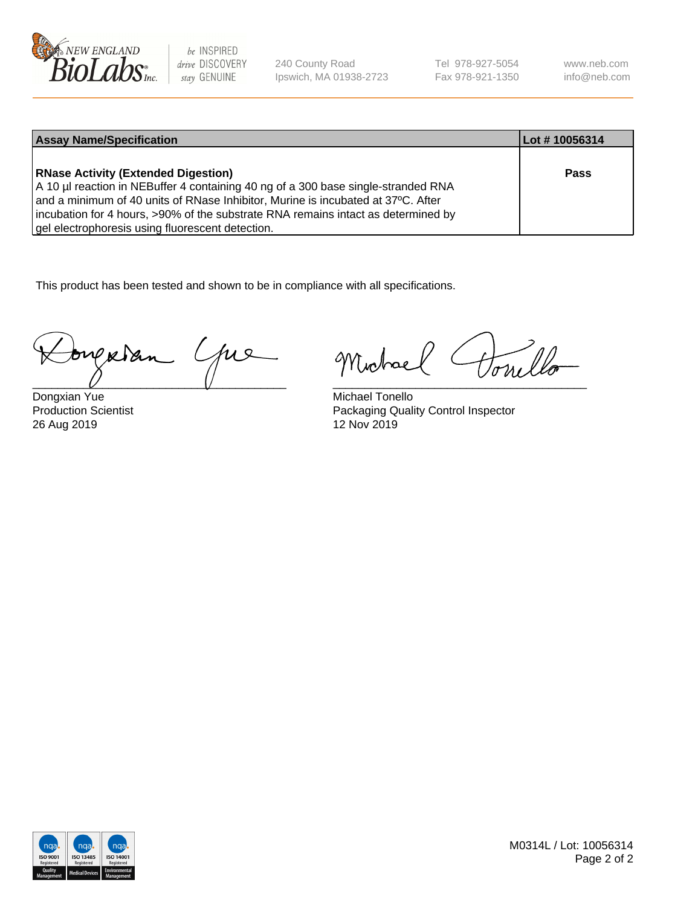NEW ENGLAND BioLabs Inc. — be INSPIRED drive DISCOVERY stay GENUINE

240 County Road
Ipswich, MA 01938-2723

Tel 978-927-5054
Fax 978-921-1350

www.neb.com
info@neb.com

| Assay Name/Specification | Lot # 10056314 |
|---|---|
| **RNase Activity (Extended Digestion)**<br>A 10 µl reaction in NEBuffer 4 containing 40 ng of a 300 base single-stranded RNA and a minimum of 40 units of RNase Inhibitor, Murine is incubated at 37ºC. After incubation for 4 hours, >90% of the substrate RNA remains intact as determined by gel electrophoresis using fluorescent detection. | **Pass** |

This product has been tested and shown to be in compliance with all specifications.

Dongxian Yue
Production Scientist
26 Aug 2019

Michael Tonello
Packaging Quality Control Inspector
12 Nov 2019

ISO 9001 Registered Quality Management | ISO 13485 Registered Medical Devices | ISO 14001 Registered Environmental Management

M0314L / Lot: 10056314